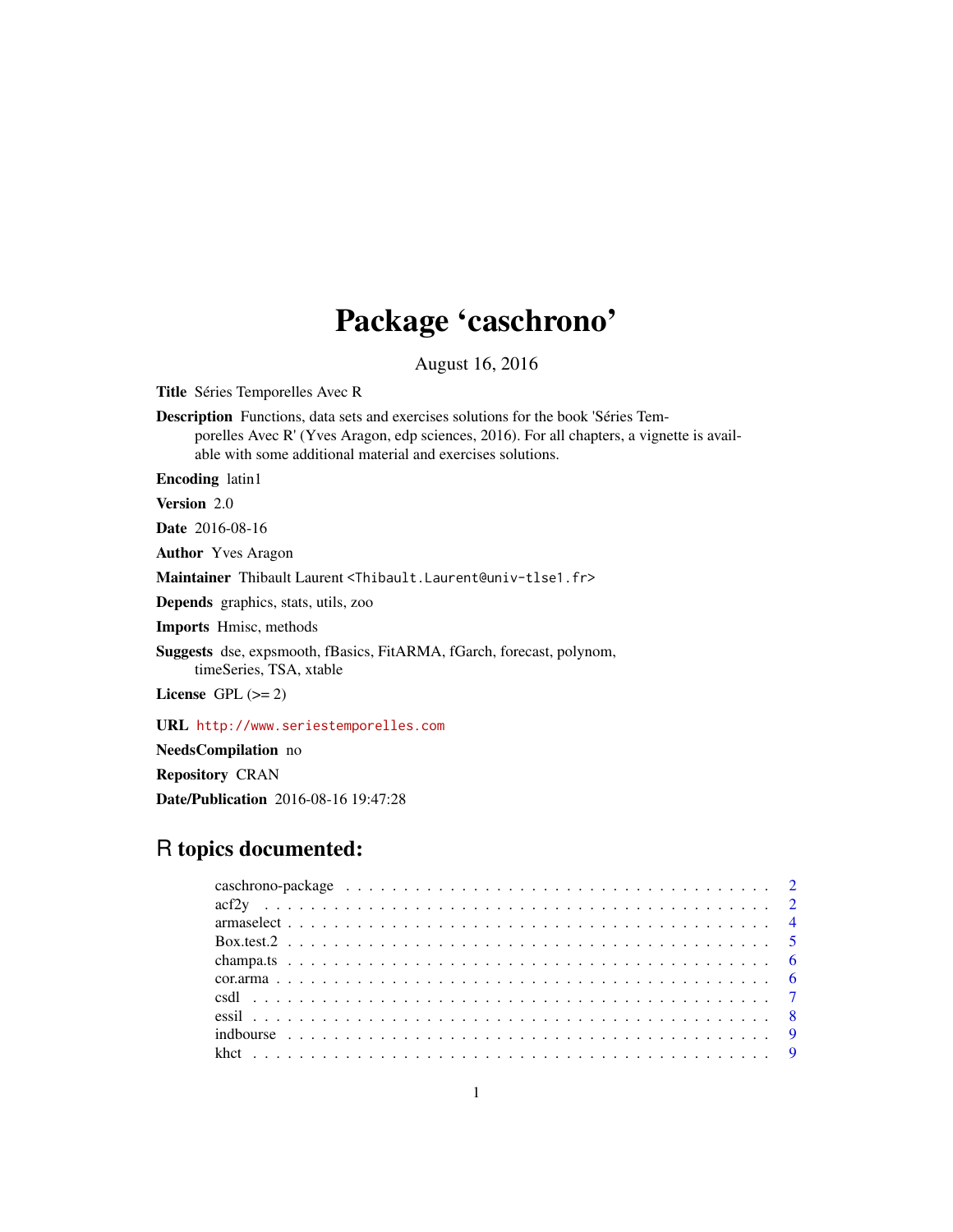# Package 'caschrono'

August 16, 2016

**Title** Séries Temporelles Avec R

**Description** Functions, data sets and exercises solutions for the book 'Séries Temporelles Avec R' (Yves Aragon, edp sciences, 2016). For all chapters, a vignette is available with some additional material and exercises solutions.

**Encoding** latin1

**Version** 2.0

**Date** 2016-08-16

**Author** Yves Aragon

**Maintainer** Thibault Laurent <Thibault.Laurent@univ-tlse1.fr>

**Depends** graphics, stats, utils, zoo

**Imports** Hmisc, methods

**Suggests** dse, expsmooth, fBasics, FitARMA, fGarch, forecast, polynom, timeSeries, TSA, xtable

**License** GPL (>= 2)

**URL** http://www.seriestemporelles.com

**NeedsCompilation** no

**Repository** CRAN

**Date/Publication** 2016-08-16 19:47:28

## R topics documented:

| | |
|---|---|
| caschrono-package | 2 |
| acf2y | 2 |
| armaselect | 4 |
| Box.test.2 | 5 |
| champa.ts | 6 |
| cor.arma | 6 |
| csdl | 7 |
| essil | 8 |
| indbourse | 9 |
| khct | 9 |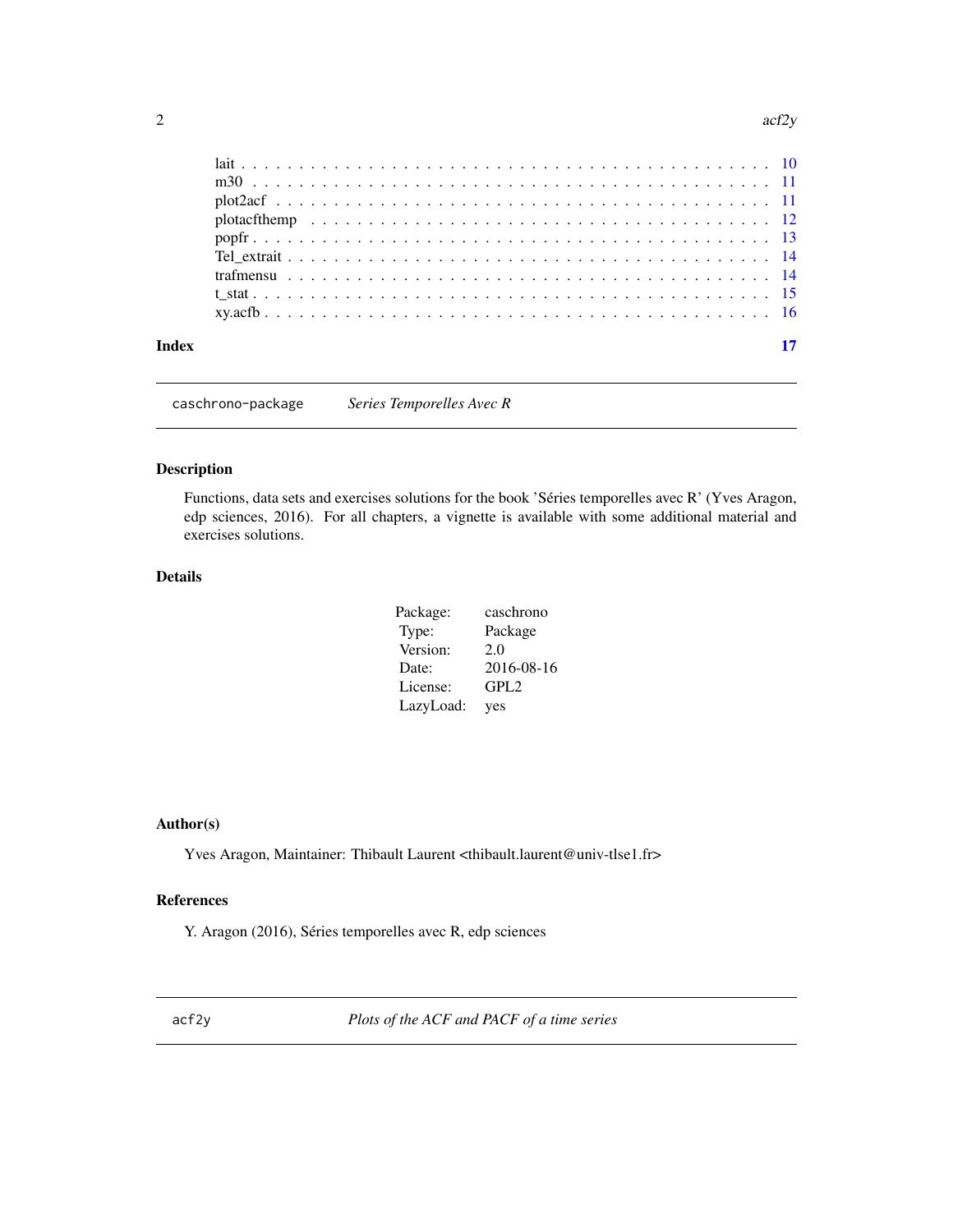lait . . . . . . . . . . . . . . . . . . . . . . . . . . . . . . . . . . . . . . . . . . 10
m30 . . . . . . . . . . . . . . . . . . . . . . . . . . . . . . . . . . . . . . . . . . 11
plot2acf . . . . . . . . . . . . . . . . . . . . . . . . . . . . . . . . . . . . . . . . . 11
plotacfthemp . . . . . . . . . . . . . . . . . . . . . . . . . . . . . . . . . . . . . . 12
popfr . . . . . . . . . . . . . . . . . . . . . . . . . . . . . . . . . . . . . . . . . . 13
Tel_extrait . . . . . . . . . . . . . . . . . . . . . . . . . . . . . . . . . . . . . . . 14
trafmensu . . . . . . . . . . . . . . . . . . . . . . . . . . . . . . . . . . . . . . . . 14
t_stat . . . . . . . . . . . . . . . . . . . . . . . . . . . . . . . . . . . . . . . . . . 15
xy.acfb . . . . . . . . . . . . . . . . . . . . . . . . . . . . . . . . . . . . . . . . . 16

**Index** **17**

---

## caschrono-package — *Series Temporelles Avec R*

---

### Description

Functions, data sets and exercises solutions for the book 'Séries temporelles avec R' (Yves Aragon, edp sciences, 2016). For all chapters, a vignette is available with some additional material and exercises solutions.

### Details

| | |
|---|---|
| Package: | caschrono |
| Type: | Package |
| Version: | 2.0 |
| Date: | 2016-08-16 |
| License: | GPL2 |
| LazyLoad: | yes |

### Author(s)

Yves Aragon, Maintainer: Thibault Laurent <thibault.laurent@univ-tlse1.fr>

### References

Y. Aragon (2016), Séries temporelles avec R, edp sciences

---

## acf2y — *Plots of the ACF and PACF of a time series*

---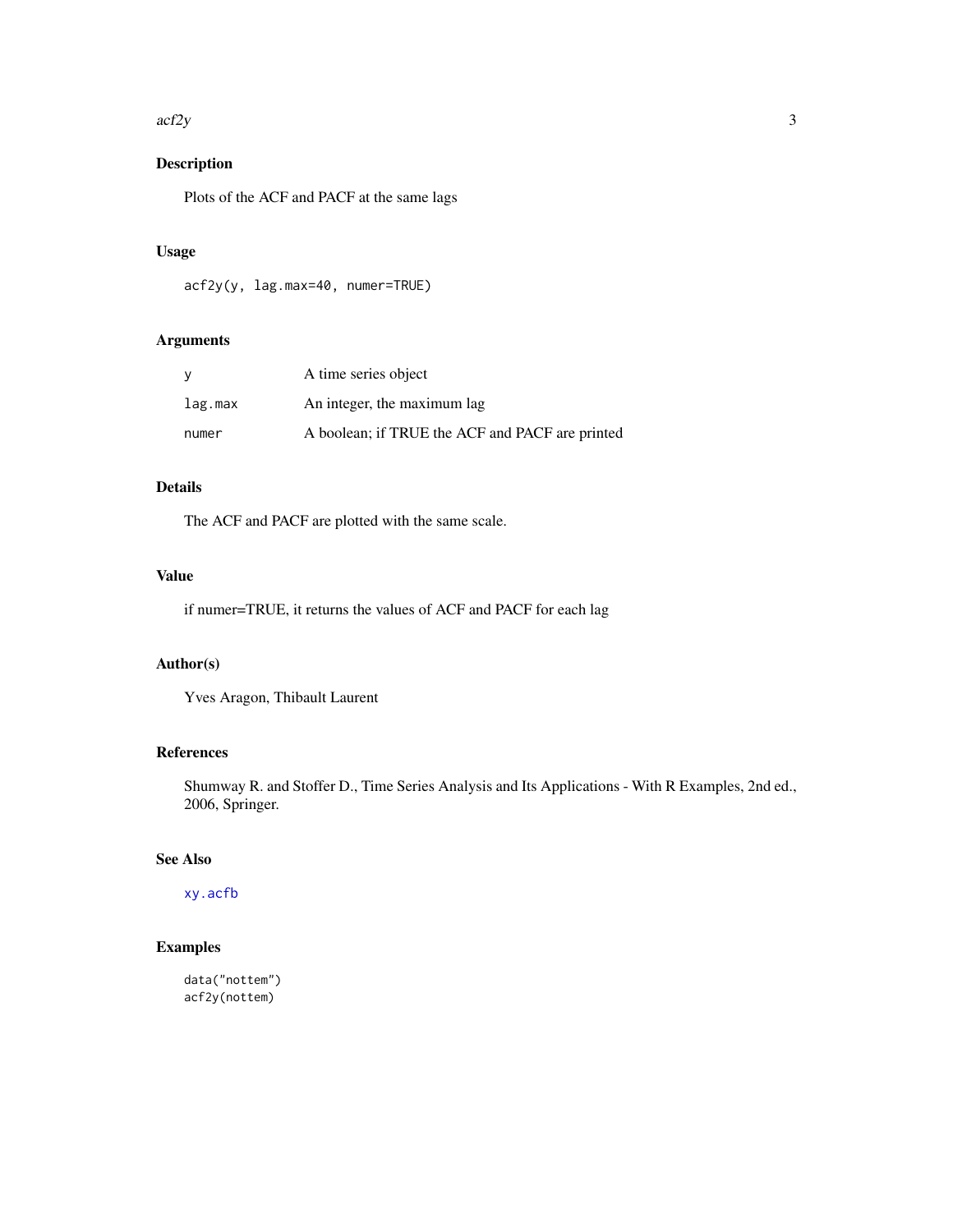## Description

Plots of the ACF and PACF at the same lags

## Usage

```
acf2y(y, lag.max=40, numer=TRUE)
```

## Arguments

| | |
|---|---|
| y | A time series object |
| lag.max | An integer, the maximum lag |
| numer | A boolean; if TRUE the ACF and PACF are printed |

## Details

The ACF and PACF are plotted with the same scale.

## Value

if numer=TRUE, it returns the values of ACF and PACF for each lag

## Author(s)

Yves Aragon, Thibault Laurent

## References

Shumway R. and Stoffer D., Time Series Analysis and Its Applications - With R Examples, 2nd ed., 2006, Springer.

## See Also

xy.acfb

## Examples

```
data("nottem")
acf2y(nottem)
```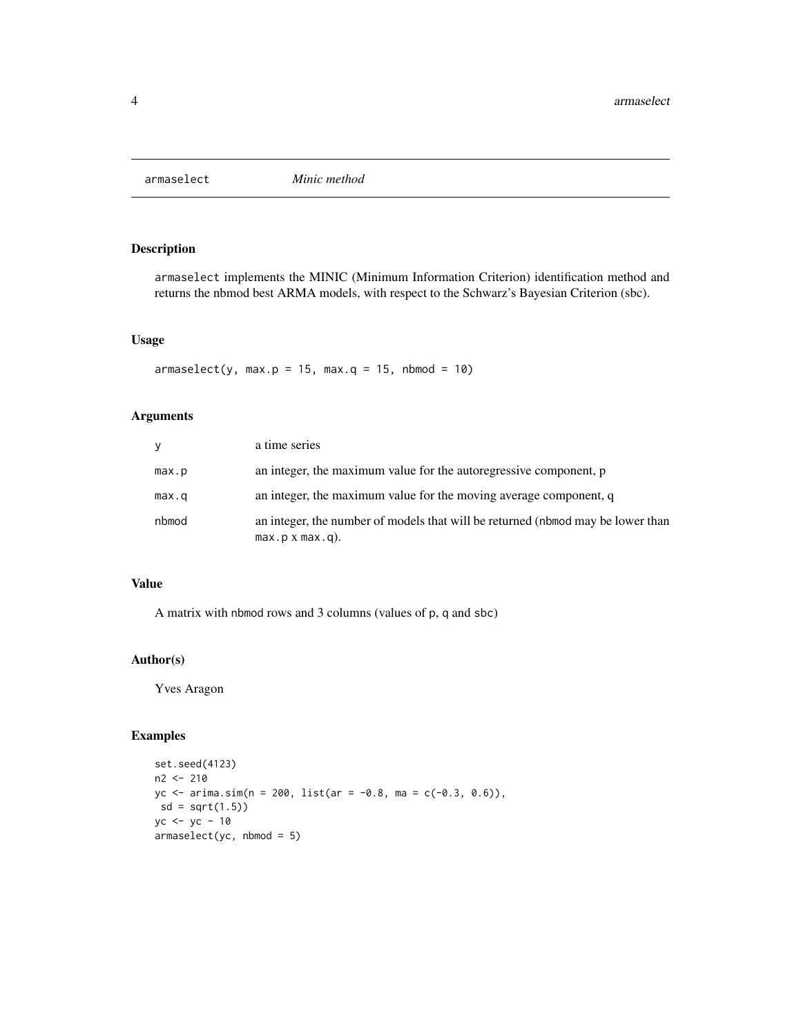# armaselect — *Minic method*

## Description

armaselect implements the MINIC (Minimum Information Criterion) identification method and returns the nbmod best ARMA models, with respect to the Schwarz's Bayesian Criterion (sbc).

## Usage

```
armaselect(y, max.p = 15, max.q = 15, nbmod = 10)
```

## Arguments

| | |
|---|---|
| y | a time series |
| max.p | an integer, the maximum value for the autoregressive component, p |
| max.q | an integer, the maximum value for the moving average component, q |
| nbmod | an integer, the number of models that will be returned (nbmod may be lower than max.p x max.q). |

## Value

A matrix with nbmod rows and 3 columns (values of p, q and sbc)

## Author(s)

Yves Aragon

## Examples

```
set.seed(4123)
n2 <- 210
yc <- arima.sim(n = 200, list(ar = -0.8, ma = c(-0.3, 0.6)),
 sd = sqrt(1.5))
yc <- yc - 10
armaselect(yc, nbmod = 5)
```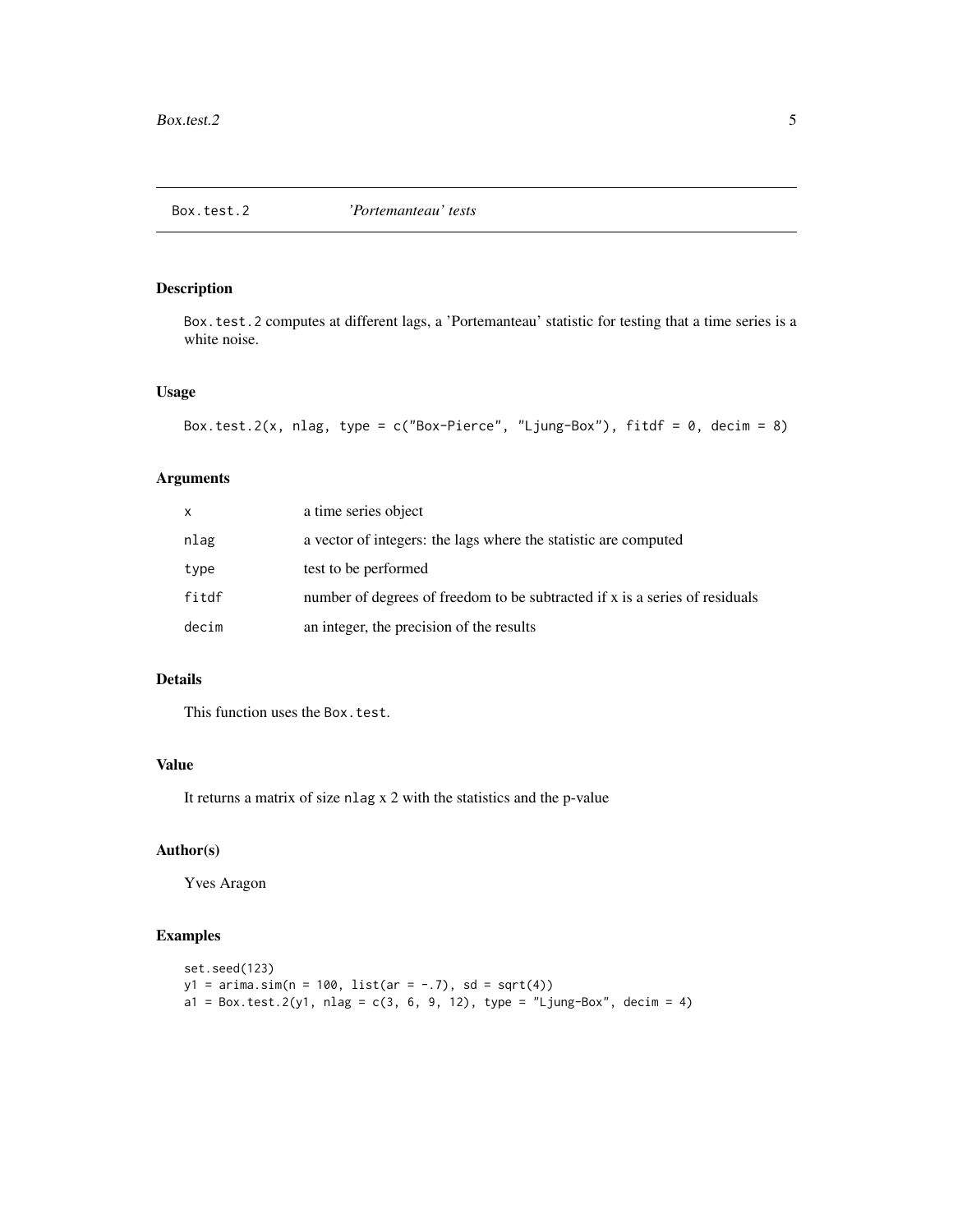Box.test.2 *'Portemanteau' tests*

## Description

Box.test.2 computes at different lags, a 'Portemanteau' statistic for testing that a time series is a white noise.

## Usage

```
Box.test.2(x, nlag, type = c("Box-Pierce", "Ljung-Box"), fitdf = 0, decim = 8)
```

## Arguments

| | |
|---|---|
| x | a time series object |
| nlag | a vector of integers: the lags where the statistic are computed |
| type | test to be performed |
| fitdf | number of degrees of freedom to be subtracted if x is a series of residuals |
| decim | an integer, the precision of the results |

## Details

This function uses the Box.test.

## Value

It returns a matrix of size nlag x 2 with the statistics and the p-value

## Author(s)

Yves Aragon

## Examples

```
set.seed(123)
y1 = arima.sim(n = 100, list(ar = -.7), sd = sqrt(4))
a1 = Box.test.2(y1, nlag = c(3, 6, 9, 12), type = "Ljung-Box", decim = 4)
```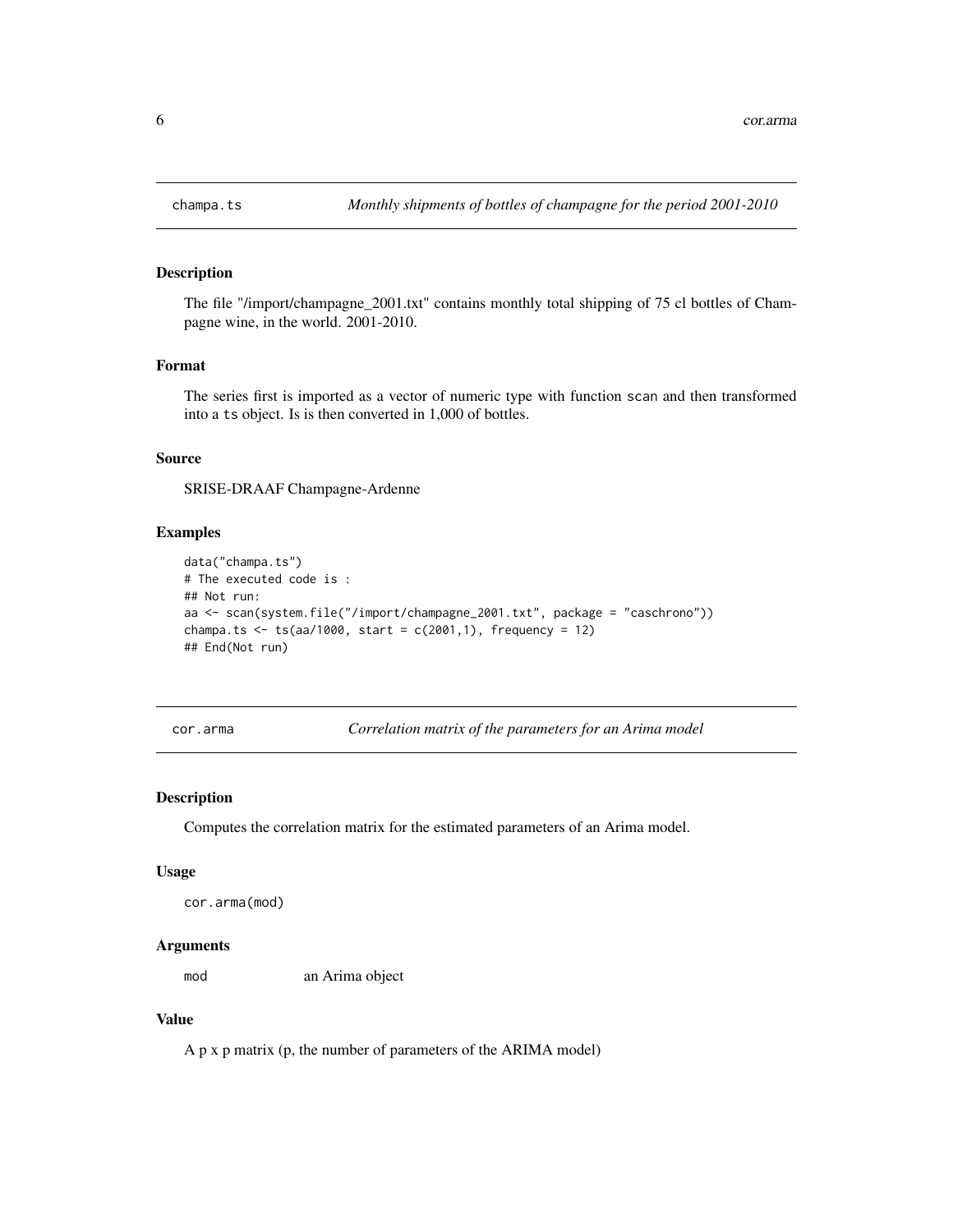## champa.ts — *Monthly shipments of bottles of champagne for the period 2001-2010*

### Description

The file "/import/champagne_2001.txt" contains monthly total shipping of 75 cl bottles of Champagne wine, in the world. 2001-2010.

### Format

The series first is imported as a vector of numeric type with function scan and then transformed into a ts object. Is is then converted in 1,000 of bottles.

### Source

SRISE-DRAAF Champagne-Ardenne

### Examples

```
data("champa.ts")
# The executed code is :
## Not run:
aa <- scan(system.file("/import/champagne_2001.txt", package = "caschrono"))
champa.ts <- ts(aa/1000, start = c(2001,1), frequency = 12)
## End(Not run)
```

## cor.arma — *Correlation matrix of the parameters for an Arima model*

### Description

Computes the correlation matrix for the estimated parameters of an Arima model.

### Usage

```
cor.arma(mod)
```

### Arguments

| | |
|---|---|
| mod | an Arima object |

### Value

A p x p matrix (p, the number of parameters of the ARIMA model)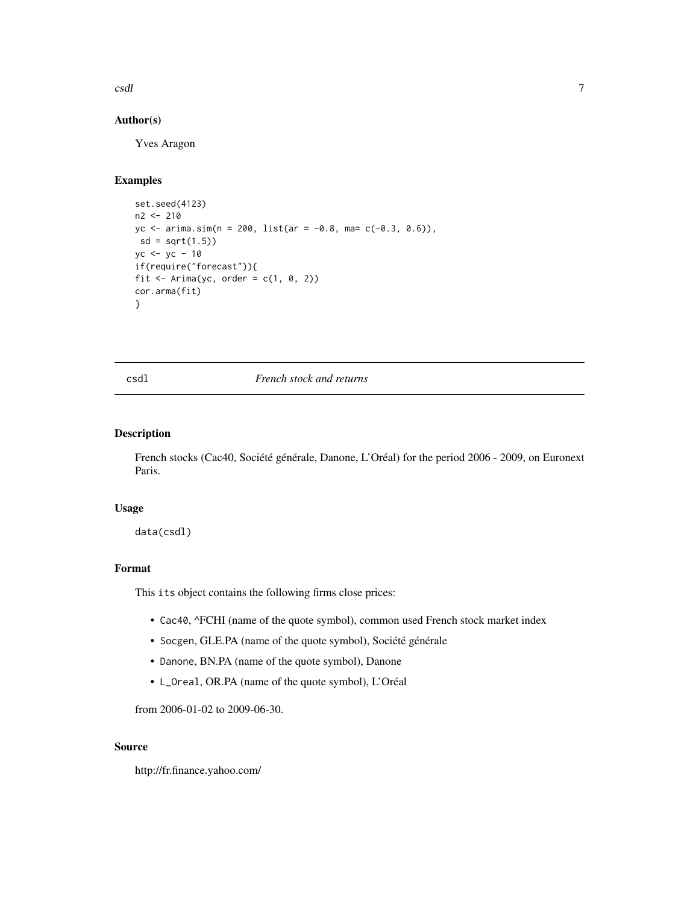### Author(s)

Yves Aragon

### Examples

```
set.seed(4123)
n2 <- 210
yc <- arima.sim(n = 200, list(ar = -0.8, ma= c(-0.3, 0.6)),
 sd = sqrt(1.5))
yc <- yc - 10
if(require("forecast")){
fit <- Arima(yc, order = c(1, 0, 2))
cor.arma(fit)
}
```

---

## csdl — *French stock and returns*

### Description

French stocks (Cac40, Société générale, Danone, L'Oréal) for the period 2006 - 2009, on Euronext Paris.

### Usage

```
data(csdl)
```

### Format

This `its` object contains the following firms close prices:

- `Cac40`, ^FCHI (name of the quote symbol), common used French stock market index
- `Socgen`, GLE.PA (name of the quote symbol), Société générale
- `Danone`, BN.PA (name of the quote symbol), Danone
- `L_Oreal`, OR.PA (name of the quote symbol), L'Oréal

from 2006-01-02 to 2009-06-30.

### Source

http://fr.finance.yahoo.com/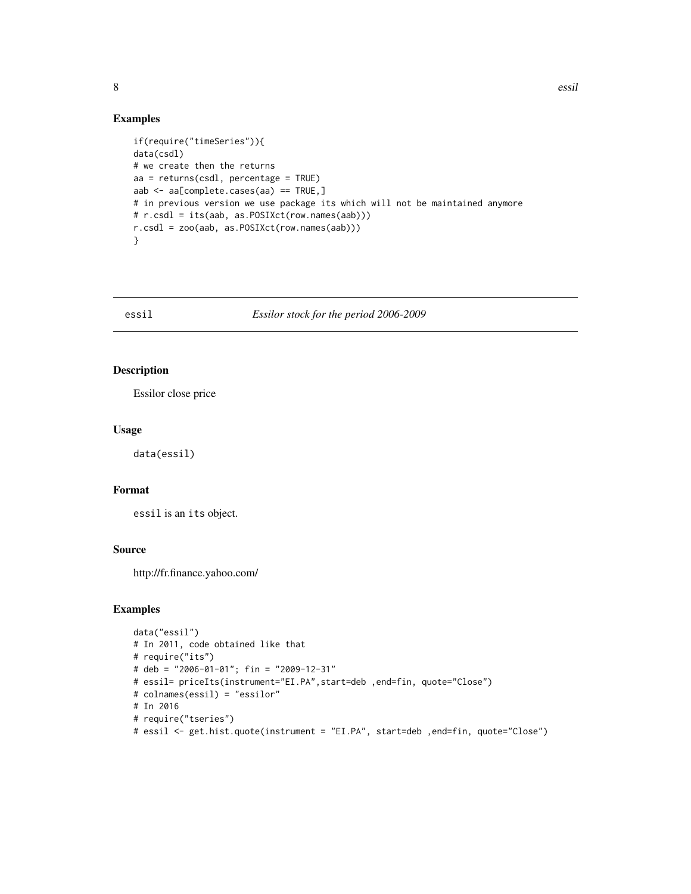## Examples

```
if(require("timeSeries")){
data(csdl)
# we create then the returns
aa = returns(csdl, percentage = TRUE)
aab <- aa[complete.cases(aa) == TRUE,]
# in previous version we use package its which will not be maintained anymore
# r.csdl = its(aab, as.POSIXct(row.names(aab)))
r.csdl = zoo(aab, as.POSIXct(row.names(aab)))
}
```

---

# essil — *Essilor stock for the period 2006-2009*

## Description

Essilor close price

## Usage

```
data(essil)
```

## Format

`essil` is an `its` object.

## Source

http://fr.finance.yahoo.com/

## Examples

```
data("essil")
# In 2011, code obtained like that
# require("its")
# deb = "2006-01-01"; fin = "2009-12-31"
# essil= priceIts(instrument="EI.PA",start=deb ,end=fin, quote="Close")
# colnames(essil) = "essilor"
# In 2016
# require("tseries")
# essil <- get.hist.quote(instrument = "EI.PA", start=deb ,end=fin, quote="Close")
```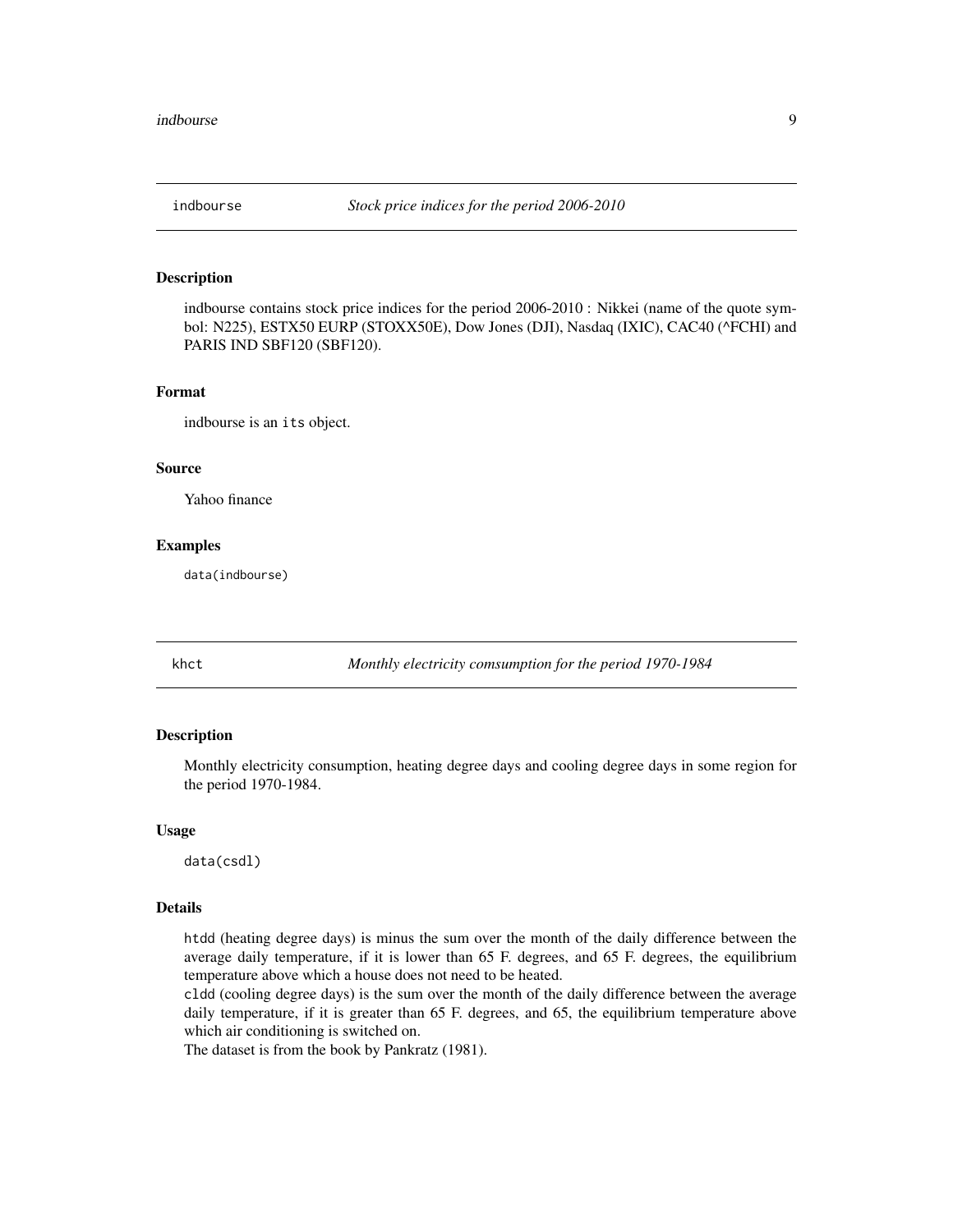## indbourse — *Stock price indices for the period 2006-2010*

### Description

indbourse contains stock price indices for the period 2006-2010 : Nikkei (name of the quote symbol: N225), ESTX50 EURP (STOXX50E), Dow Jones (DJI), Nasdaq (IXIC), CAC40 (^FCHI) and PARIS IND SBF120 (SBF120).

### Format

indbourse is an `its` object.

### Source

Yahoo finance

### Examples

```
data(indbourse)
```

## khct — *Monthly electricity comsumption for the period 1970-1984*

### Description

Monthly electricity consumption, heating degree days and cooling degree days in some region for the period 1970-1984.

### Usage

```
data(csdl)
```

### Details

`htdd` (heating degree days) is minus the sum over the month of the daily difference between the average daily temperature, if it is lower than 65 F. degrees, and 65 F. degrees, the equilibrium temperature above which a house does not need to be heated.

`cldd` (cooling degree days) is the sum over the month of the daily difference between the average daily temperature, if it is greater than 65 F. degrees, and 65, the equilibrium temperature above which air conditioning is switched on.

The dataset is from the book by Pankratz (1981).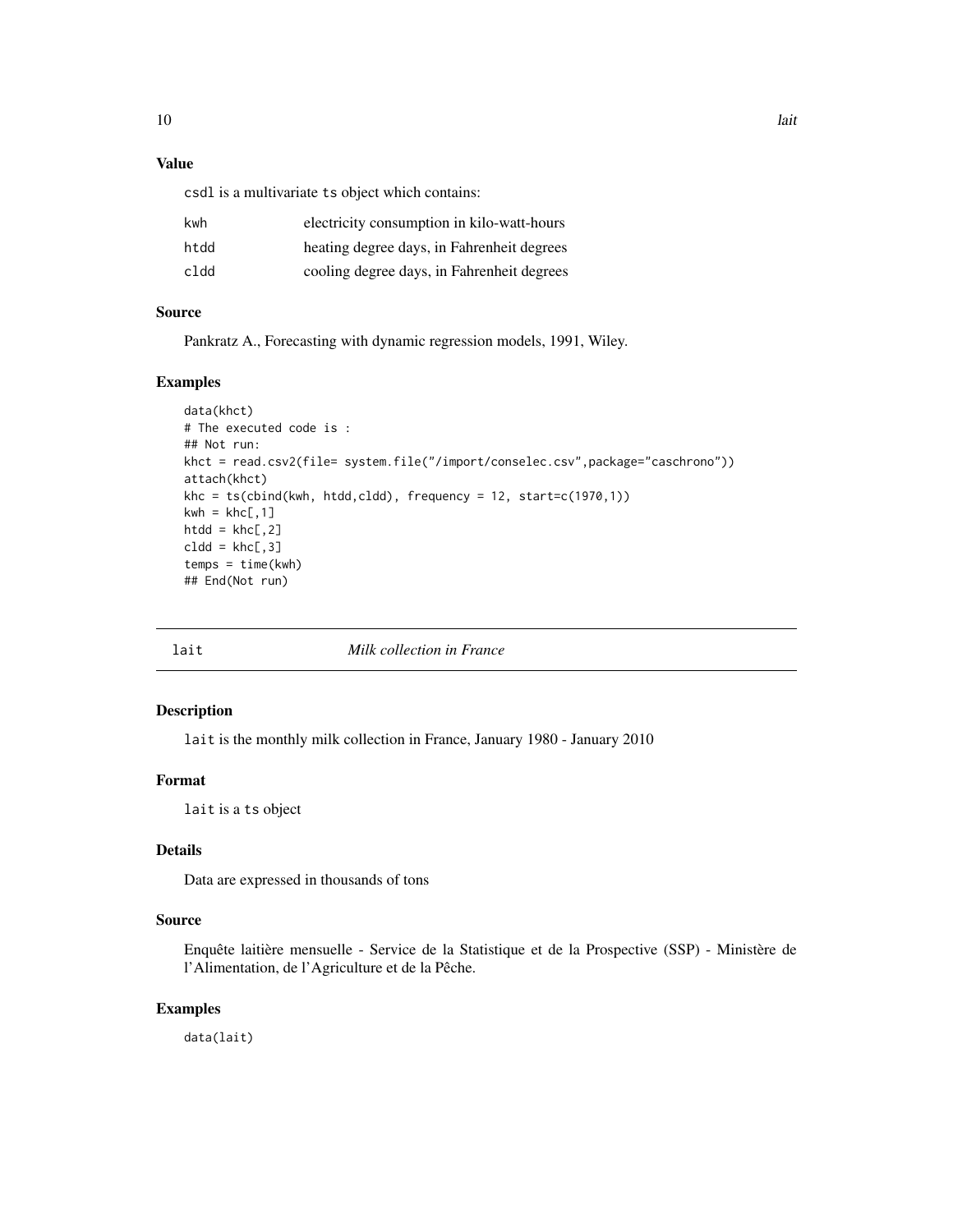### Value

csdl is a multivariate ts object which contains:

| | |
|---|---|
| kwh | electricity consumption in kilo-watt-hours |
| htdd | heating degree days, in Fahrenheit degrees |
| cldd | cooling degree days, in Fahrenheit degrees |

### Source

Pankratz A., Forecasting with dynamic regression models, 1991, Wiley.

### Examples

```
data(khct)
# The executed code is :
## Not run:
khct = read.csv2(file= system.file("/import/conselec.csv",package="caschrono"))
attach(khct)
khc = ts(cbind(kwh, htdd,cldd), frequency = 12, start=c(1970,1))
kwh = khc[,1]
htdd = khc[,2]
cldd = khc[,3]
temps = time(kwh)
## End(Not run)
```

---

## lait — *Milk collection in France*

---

### Description

lait is the monthly milk collection in France, January 1980 - January 2010

### Format

lait is a ts object

### Details

Data are expressed in thousands of tons

### Source

Enquête laitière mensuelle - Service de la Statistique et de la Prospective (SSP) - Ministère de l'Alimentation, de l'Agriculture et de la Pêche.

### Examples

```
data(lait)
```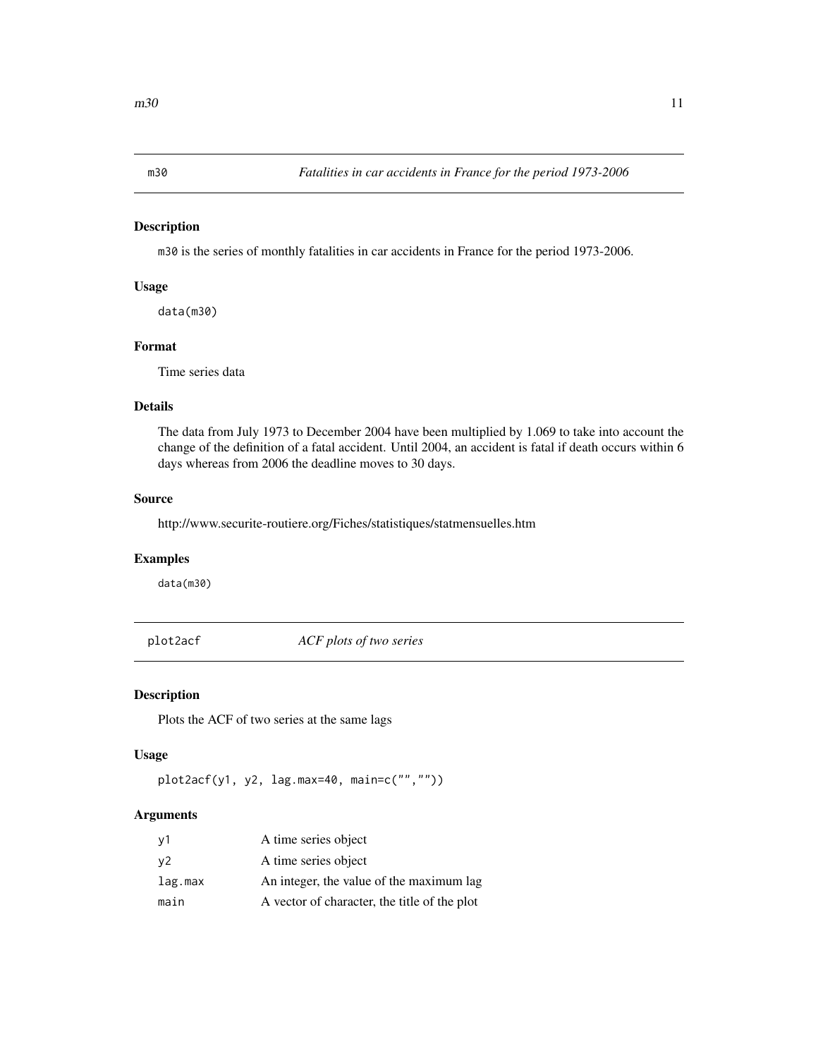## m30 — *Fatalities in car accidents in France for the period 1973-2006*

### Description

m30 is the series of monthly fatalities in car accidents in France for the period 1973-2006.

### Usage

```
data(m30)
```

### Format

Time series data

### Details

The data from July 1973 to December 2004 have been multiplied by 1.069 to take into account the change of the definition of a fatal accident. Until 2004, an accident is fatal if death occurs within 6 days whereas from 2006 the deadline moves to 30 days.

### Source

http://www.securite-routiere.org/Fiches/statistiques/statmensuelles.htm

### Examples

```
data(m30)
```

## plot2acf — *ACF plots of two series*

### Description

Plots the ACF of two series at the same lags

### Usage

```
plot2acf(y1, y2, lag.max=40, main=c("",""))
```

### Arguments

| | |
|---|---|
| y1 | A time series object |
| y2 | A time series object |
| lag.max | An integer, the value of the maximum lag |
| main | A vector of character, the title of the plot |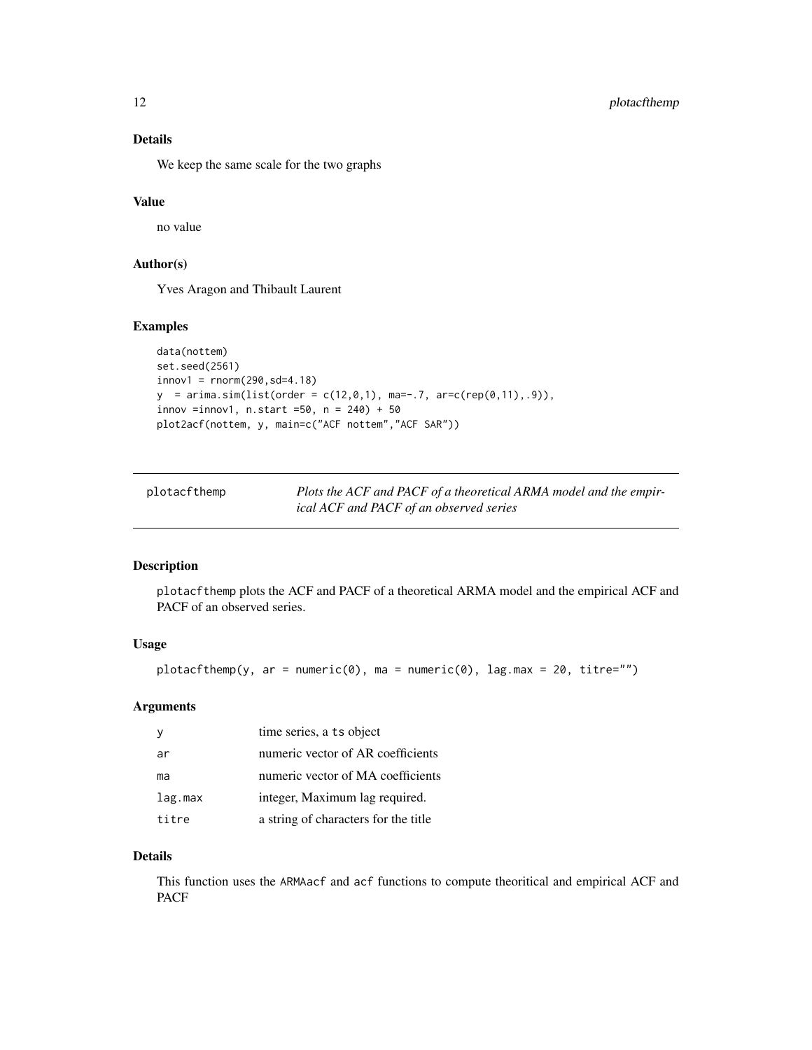### Details

We keep the same scale for the two graphs

### Value

no value

### Author(s)

Yves Aragon and Thibault Laurent

### Examples

```
data(nottem)
set.seed(2561)
innov1 = rnorm(290,sd=4.18)
y  = arima.sim(list(order = c(12,0,1), ma=-.7, ar=c(rep(0,11),.9)),
innov =innov1, n.start =50, n = 240) + 50
plot2acf(nottem, y, main=c("ACF nottem","ACF SAR"))
```

---

## plotacfthemp — *Plots the ACF and PACF of a theoretical ARMA model and the empirical ACF and PACF of an observed series*

---

### Description

plotacfthemp plots the ACF and PACF of a theoretical ARMA model and the empirical ACF and PACF of an observed series.

### Usage

```
plotacfthemp(y, ar = numeric(0), ma = numeric(0), lag.max = 20, titre="")
```

### Arguments

| | |
|---|---|
| y | time series, a ts object |
| ar | numeric vector of AR coefficients |
| ma | numeric vector of MA coefficients |
| lag.max | integer, Maximum lag required. |
| titre | a string of characters for the title |

### Details

This function uses the ARMAacf and acf functions to compute theoritical and empirical ACF and PACF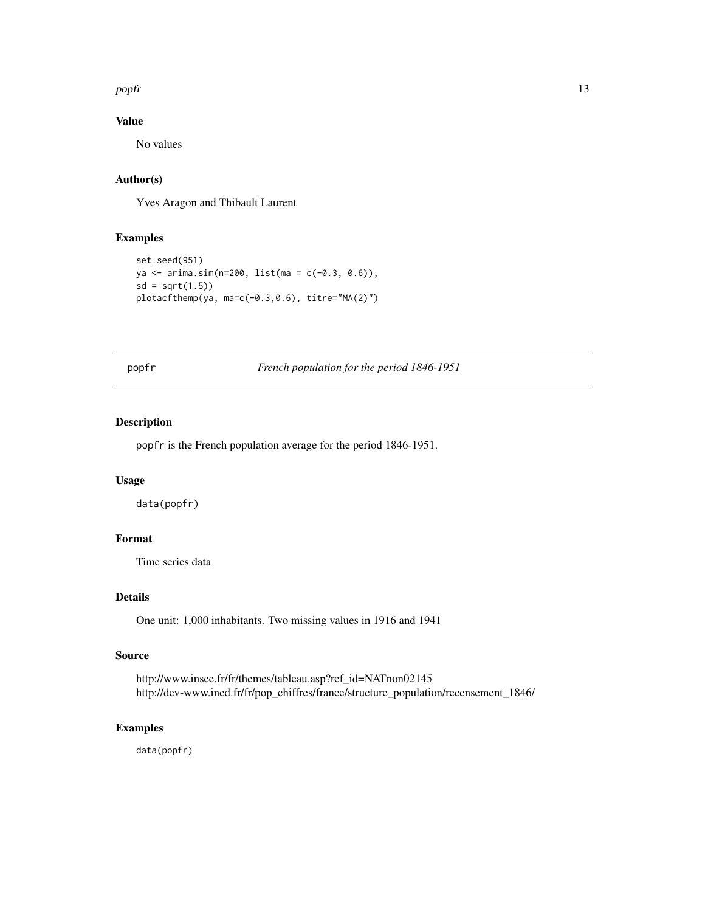### Value

No values

### Author(s)

Yves Aragon and Thibault Laurent

### Examples

```
set.seed(951)
ya <- arima.sim(n=200, list(ma = c(-0.3, 0.6)),
sd = sqrt(1.5))
plotacfthemp(ya, ma=c(-0.3,0.6), titre="MA(2)")
```

---

## popfr — *French population for the period 1846-1951*

---

### Description

`popfr` is the French population average for the period 1846-1951.

### Usage

```
data(popfr)
```

### Format

Time series data

### Details

One unit: 1,000 inhabitants. Two missing values in 1916 and 1941

### Source

http://www.insee.fr/fr/themes/tableau.asp?ref_id=NATnon02145
http://dev-www.ined.fr/fr/pop_chiffres/france/structure_population/recensement_1846/

### Examples

```
data(popfr)
```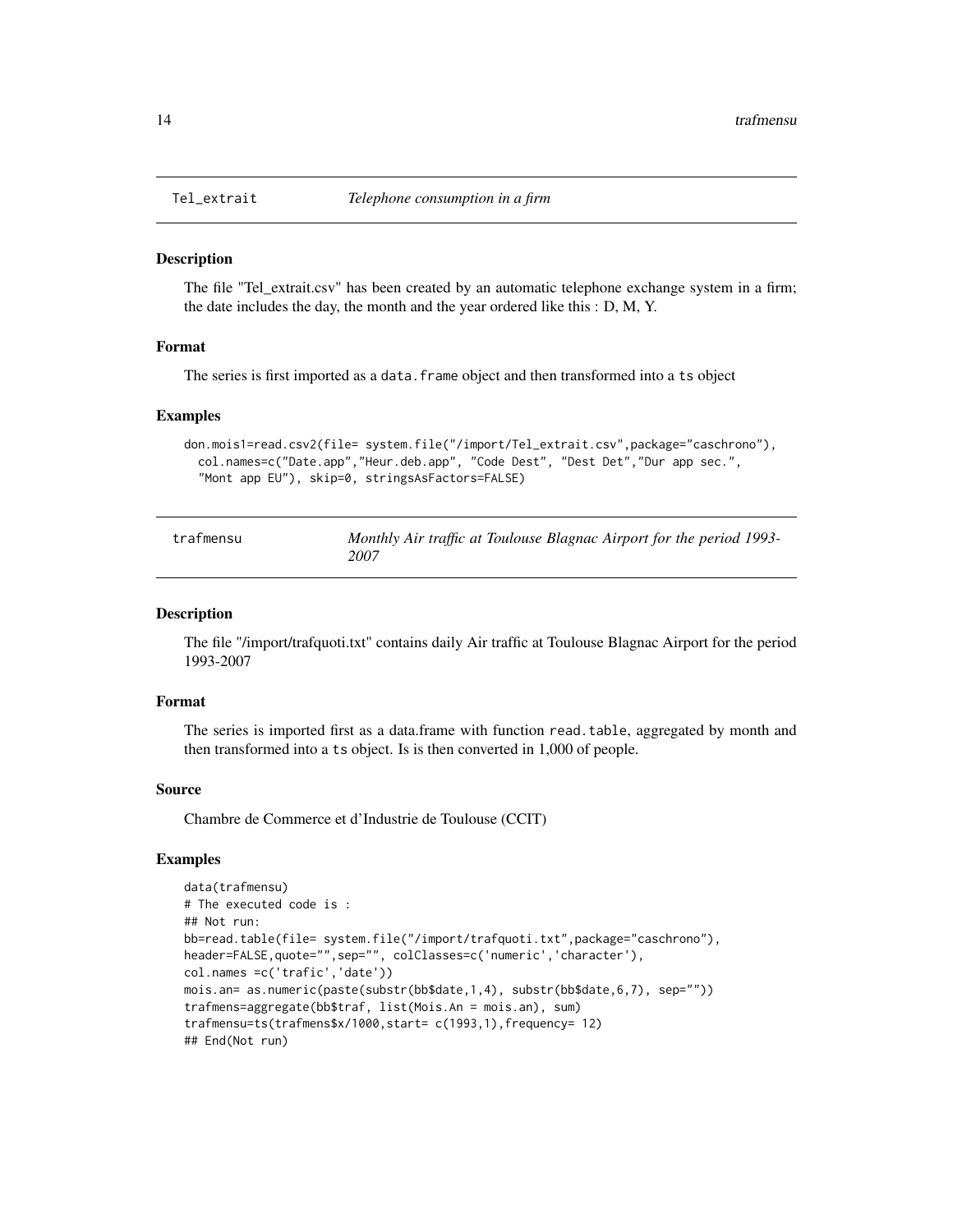## Tel_extrait — *Telephone consumption in a firm*

### Description

The file "Tel_extrait.csv" has been created by an automatic telephone exchange system in a firm; the date includes the day, the month and the year ordered like this : D, M, Y.

### Format

The series is first imported as a `data.frame` object and then transformed into a `ts` object

### Examples

```
don.mois1=read.csv2(file= system.file("/import/Tel_extrait.csv",package="caschrono"),
  col.names=c("Date.app","Heur.deb.app", "Code Dest", "Dest Det","Dur app sec.",
  "Mont app EU"), skip=0, stringsAsFactors=FALSE)
```

## trafmensu — *Monthly Air traffic at Toulouse Blagnac Airport for the period 1993-2007*

### Description

The file "/import/trafquoti.txt" contains daily Air traffic at Toulouse Blagnac Airport for the period 1993-2007

### Format

The series is imported first as a data.frame with function `read.table`, aggregated by month and then transformed into a `ts` object. Is is then converted in 1,000 of people.

### Source

Chambre de Commerce et d'Industrie de Toulouse (CCIT)

### Examples

```
data(trafmensu)
# The executed code is :
## Not run:
bb=read.table(file= system.file("/import/trafquoti.txt",package="caschrono"),
header=FALSE,quote="",sep="", colClasses=c('numeric','character'),
col.names =c('trafic','date'))
mois.an= as.numeric(paste(substr(bb$date,1,4), substr(bb$date,6,7), sep=""))
trafmens=aggregate(bb$traf, list(Mois.An = mois.an), sum)
trafmensu=ts(trafmens$x/1000,start= c(1993,1),frequency= 12)
## End(Not run)
```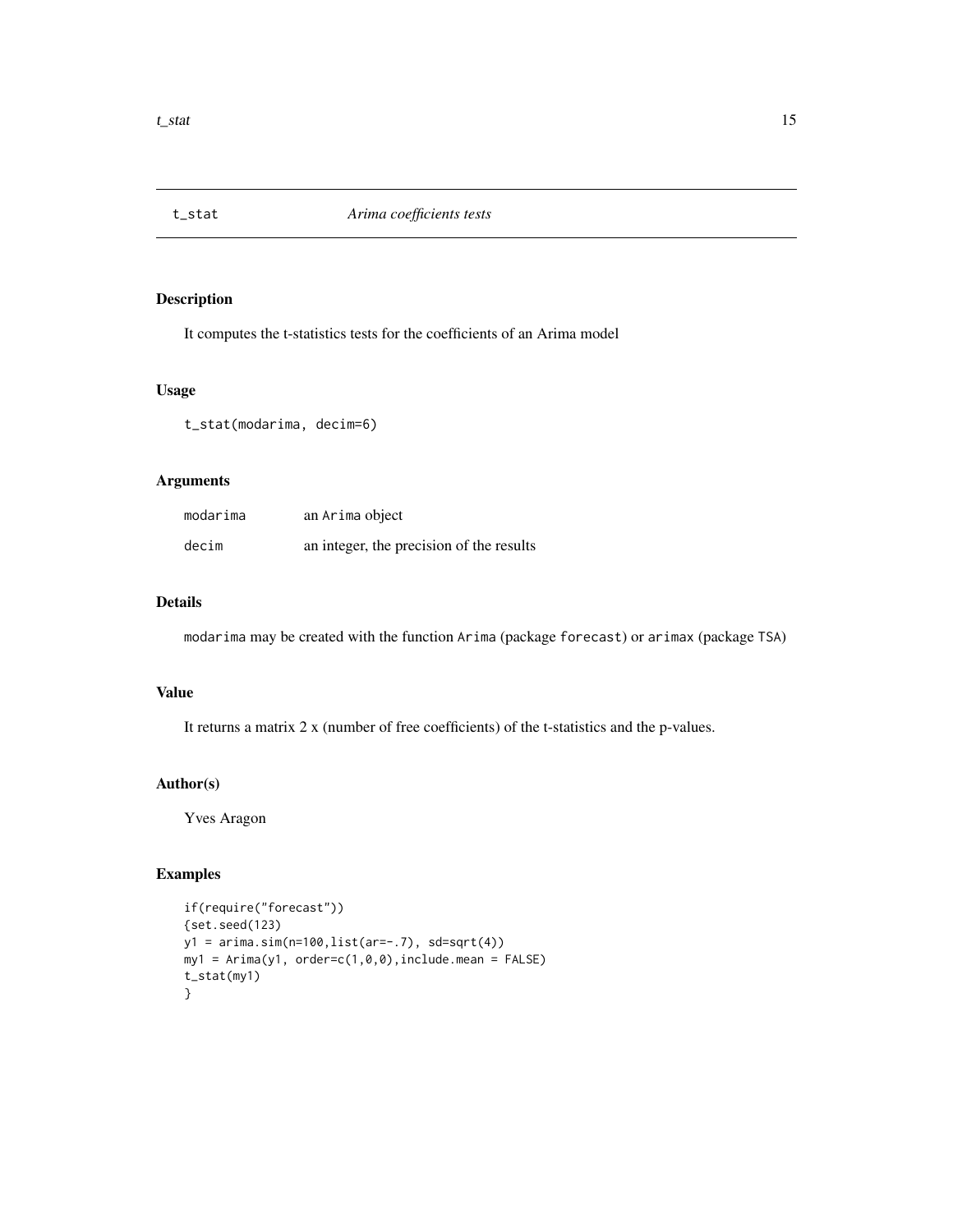## t_stat *Arima coefficients tests*

### Description

It computes the t-statistics tests for the coefficients of an Arima model

### Usage

```
t_stat(modarima, decim=6)
```

### Arguments

| | |
|---|---|
| `modarima` | an `Arima` object |
| `decim` | an integer, the precision of the results |

### Details

`modarima` may be created with the function `Arima` (package `forecast`) or `arimax` (package `TSA`)

### Value

It returns a matrix 2 x (number of free coefficients) of the t-statistics and the p-values.

### Author(s)

Yves Aragon

### Examples

```
if(require("forecast"))
{set.seed(123)
y1 = arima.sim(n=100,list(ar=-.7), sd=sqrt(4))
my1 = Arima(y1, order=c(1,0,0),include.mean = FALSE)
t_stat(my1)
}
```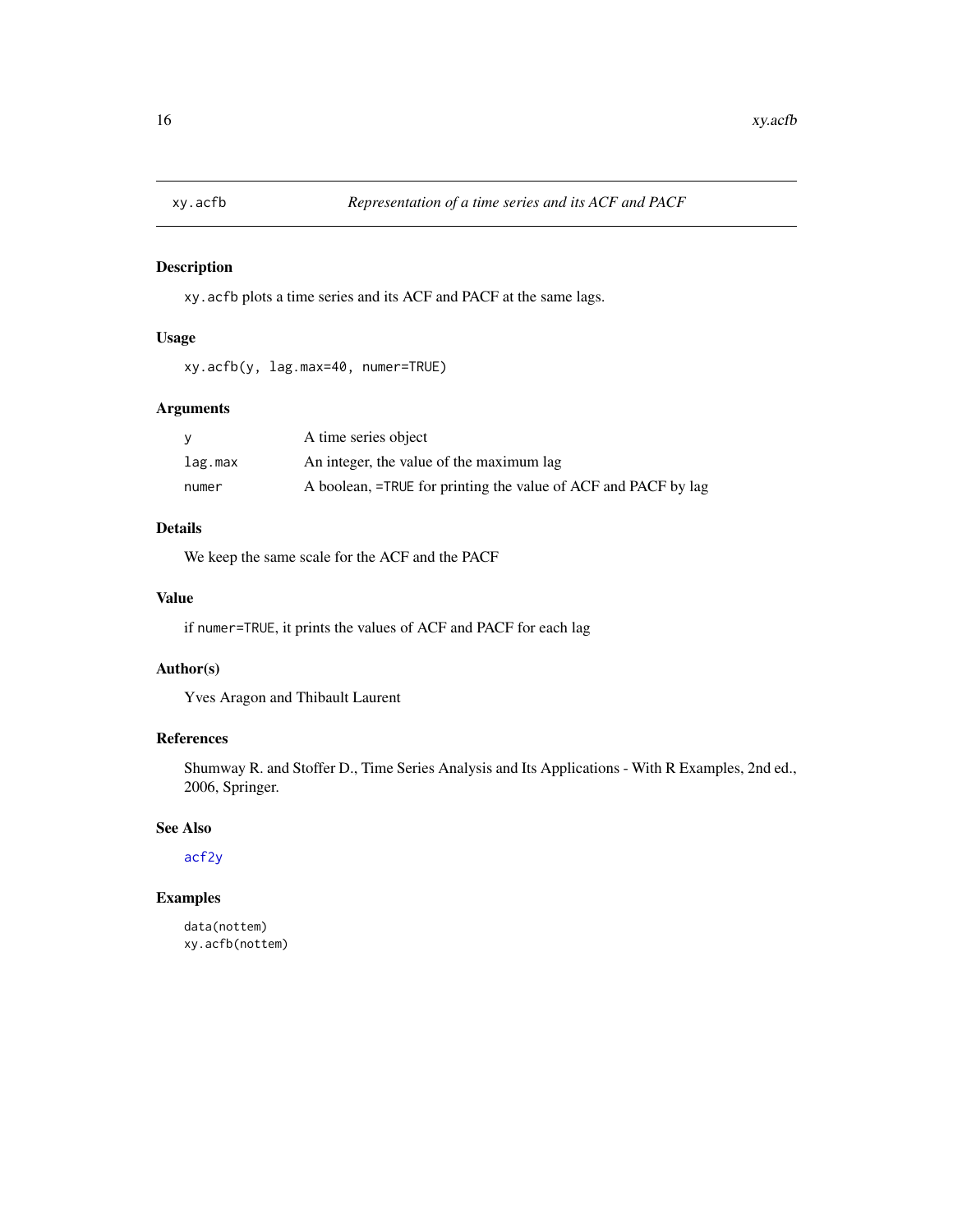xy.acfb *Representation of a time series and its ACF and PACF*

## Description

`xy.acfb` plots a time series and its ACF and PACF at the same lags.

## Usage

```
xy.acfb(y, lag.max=40, numer=TRUE)
```

## Arguments

| | |
|---|---|
| `y` | A time series object |
| `lag.max` | An integer, the value of the maximum lag |
| `numer` | A boolean, `=TRUE` for printing the value of ACF and PACF by lag |

## Details

We keep the same scale for the ACF and the PACF

## Value

if `numer=TRUE`, it prints the values of ACF and PACF for each lag

## Author(s)

Yves Aragon and Thibault Laurent

## References

Shumway R. and Stoffer D., Time Series Analysis and Its Applications - With R Examples, 2nd ed., 2006, Springer.

## See Also

`acf2y`

## Examples

```
data(nottem)
xy.acfb(nottem)
```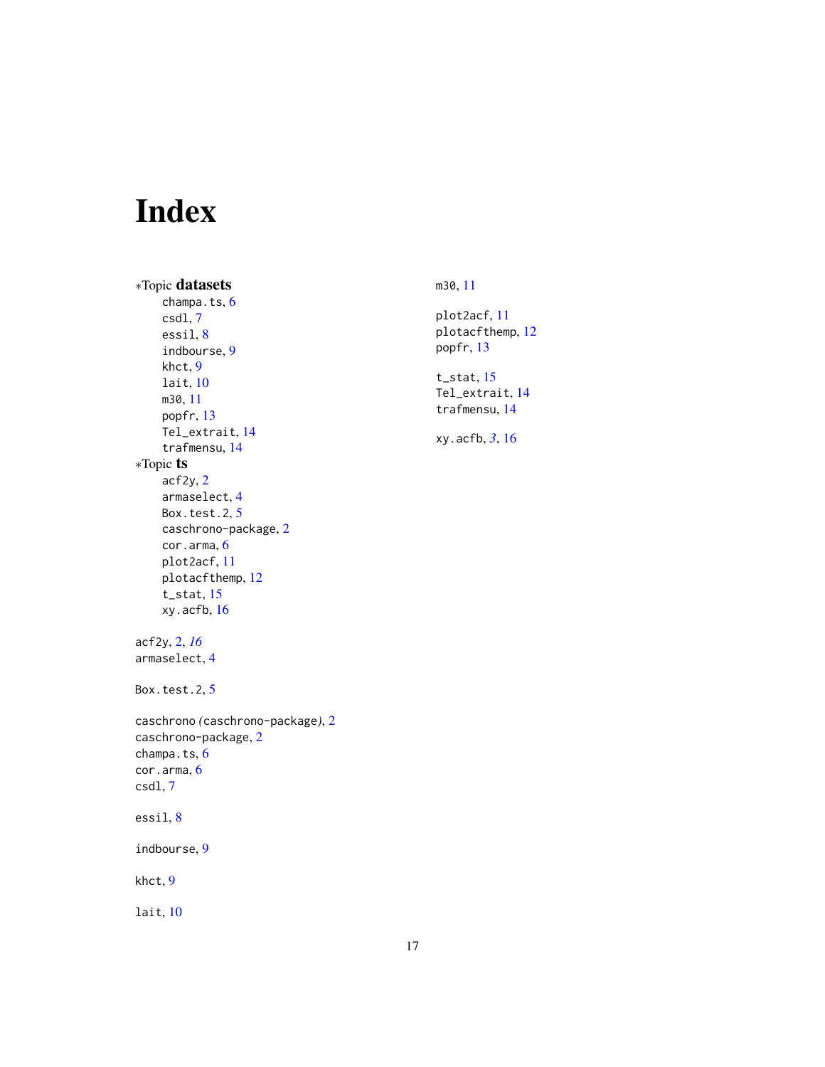# Index

∗Topic **datasets**

- champa.ts, 6
- csdl, 7
- essil, 8
- indbourse, 9
- khct, 9
- lait, 10
- m30, 11
- popfr, 13
- Tel_extrait, 14
- trafmensu, 14

∗Topic **ts**

- acf2y, 2
- armaselect, 4
- Box.test.2, 5
- caschrono-package, 2
- cor.arma, 6
- plot2acf, 11
- plotacfthemp, 12
- t_stat, 15
- xy.acfb, 16

acf2y, 2, *16*
armaselect, 4

Box.test.2, 5

caschrono *(*caschrono-package*)*, 2
caschrono-package, 2
champa.ts, 6
cor.arma, 6
csdl, 7

essil, 8

indbourse, 9

khct, 9

lait, 10

m30, 11

plot2acf, 11
plotacfthemp, 12
popfr, 13

t_stat, 15
Tel_extrait, 14
trafmensu, 14

xy.acfb, *3*, 16